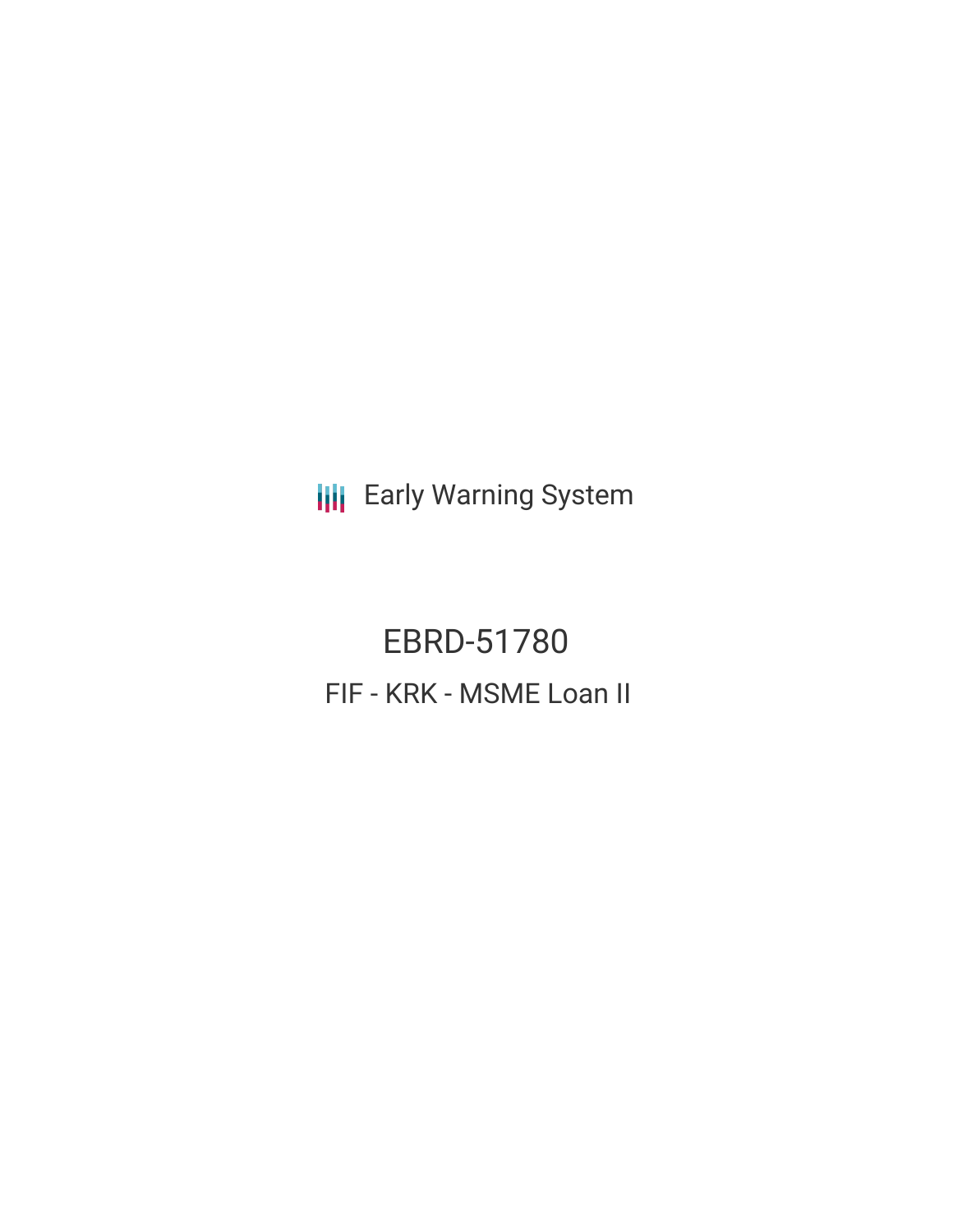Early Warning System

# EBRD-51780

## FIF - KRK - MSME Loan II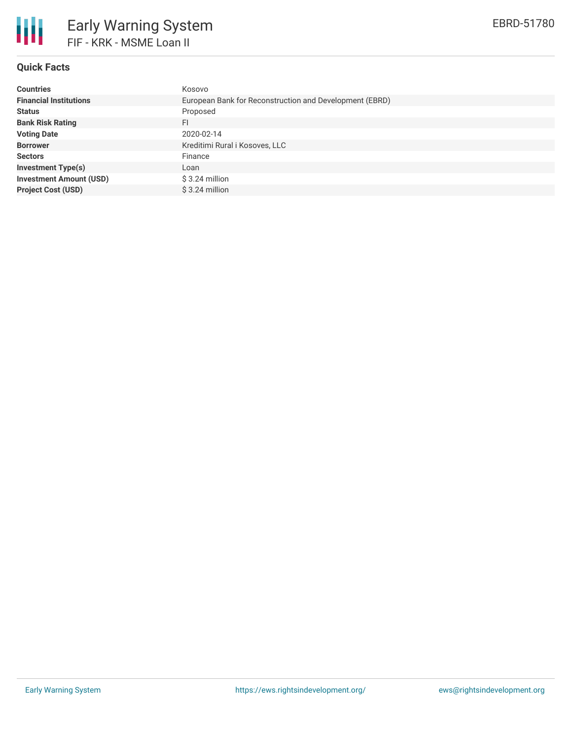# Early Warning System

## FIF - KRK - MSME Loan II

EBRD-51780

### Quick Facts

| | |
|---|---|
| **Countries** | Kosovo |
| **Financial Institutions** | European Bank for Reconstruction and Development (EBRD) |
| **Status** | Proposed |
| **Bank Risk Rating** | FI |
| **Voting Date** | 2020-02-14 |
| **Borrower** | Kreditimi Rural i Kosoves, LLC |
| **Sectors** | Finance |
| **Investment Type(s)** | Loan |
| **Investment Amount (USD)** | $ 3.24 million |
| **Project Cost (USD)** | $ 3.24 million |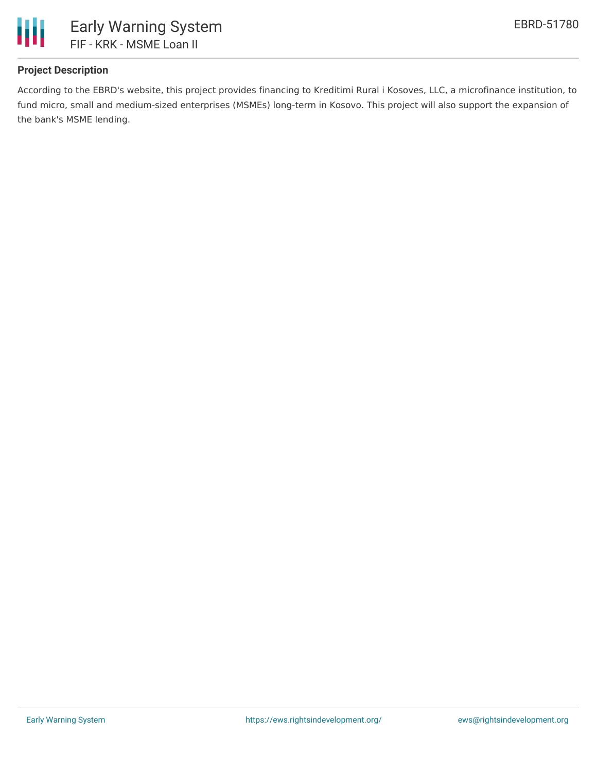## Project Description

According to the EBRD's website, this project provides financing to Kreditimi Rural i Kosoves, LLC, a microfinance institution, to fund micro, small and medium-sized enterprises (MSMEs) long-term in Kosovo. This project will also support the expansion of the bank's MSME lending.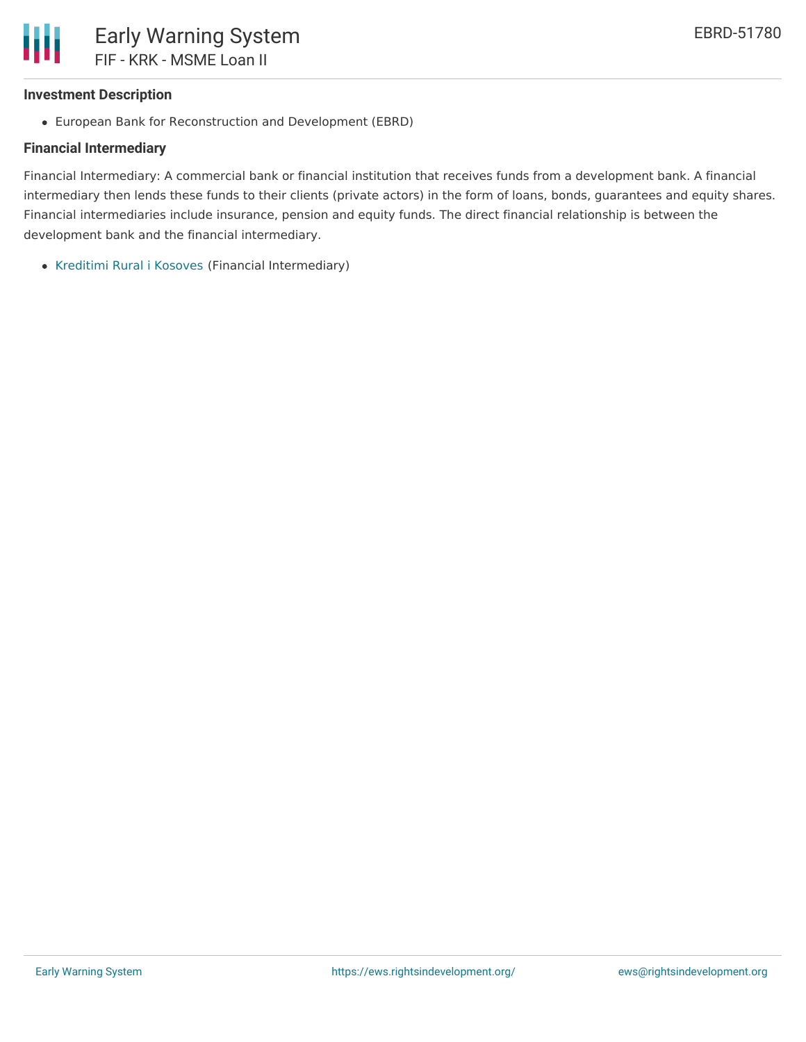### Investment Description

- European Bank for Reconstruction and Development (EBRD)

### Financial Intermediary

Financial Intermediary: A commercial bank or financial institution that receives funds from a development bank. A financial intermediary then lends these funds to their clients (private actors) in the form of loans, bonds, guarantees and equity shares. Financial intermediaries include insurance, pension and equity funds. The direct financial relationship is between the development bank and the financial intermediary.

- Kreditimi Rural i Kosoves (Financial Intermediary)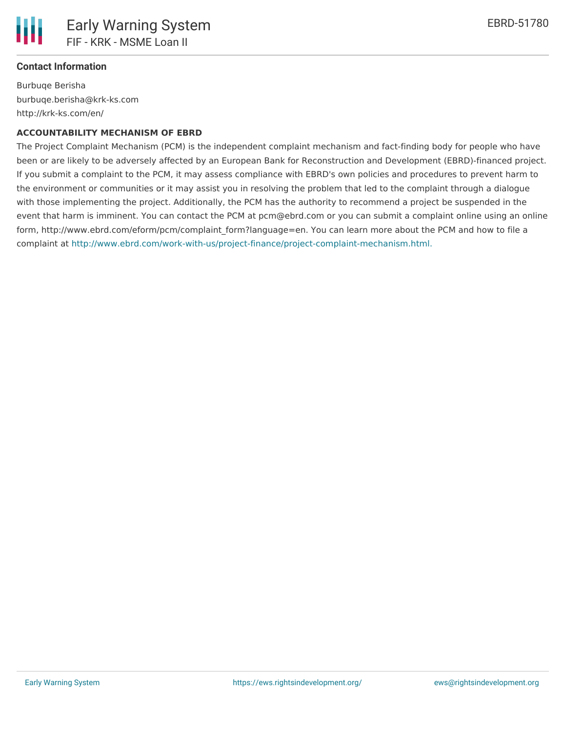### Contact Information

Burbuqe Berisha
burbuqe.berisha@krk-ks.com
http://krk-ks.com/en/

**ACCOUNTABILITY MECHANISM OF EBRD**

The Project Complaint Mechanism (PCM) is the independent complaint mechanism and fact-finding body for people who have been or are likely to be adversely affected by an European Bank for Reconstruction and Development (EBRD)-financed project. If you submit a complaint to the PCM, it may assess compliance with EBRD's own policies and procedures to prevent harm to the environment or communities or it may assist you in resolving the problem that led to the complaint through a dialogue with those implementing the project. Additionally, the PCM has the authority to recommend a project be suspended in the event that harm is imminent. You can contact the PCM at pcm@ebrd.com or you can submit a complaint online using an online form, http://www.ebrd.com/eform/pcm/complaint_form?language=en. You can learn more about the PCM and how to file a complaint at http://www.ebrd.com/work-with-us/project-finance/project-complaint-mechanism.html.